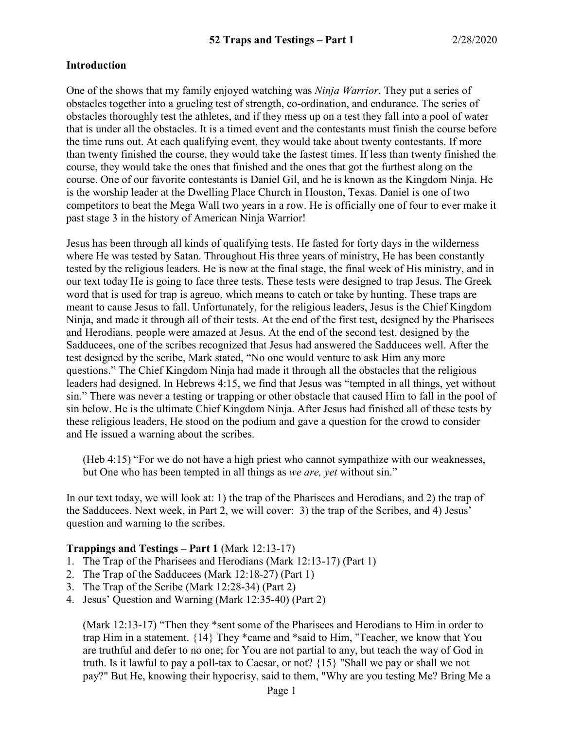# 52 Traps and Testings – Part 1 2/28/2020

**Introduction**

One of the shows that my family enjoyed watching was *Ninja Warrior*. They put a series of obstacles together into a grueling test of strength, co-ordination, and endurance. The series of obstacles thoroughly test the athletes, and if they mess up on a test they fall into a pool of water that is under all the obstacles. It is a timed event and the contestants must finish the course before the time runs out. At each qualifying event, they would take about twenty contestants. If more than twenty finished the course, they would take the fastest times. If less than twenty finished the course, they would take the ones that finished and the ones that got the furthest along on the course. One of our favorite contestants is Daniel Gil, and he is known as the Kingdom Ninja. He is the worship leader at the Dwelling Place Church in Houston, Texas. Daniel is one of two competitors to beat the Mega Wall two years in a row. He is officially one of four to ever make it past stage 3 in the history of American Ninja Warrior!

Jesus has been through all kinds of qualifying tests. He fasted for forty days in the wilderness where He was tested by Satan. Throughout His three years of ministry, He has been constantly tested by the religious leaders. He is now at the final stage, the final week of His ministry, and in our text today He is going to face three tests. These tests were designed to trap Jesus. The Greek word that is used for trap is agreuo, which means to catch or take by hunting. These traps are meant to cause Jesus to fall. Unfortunately, for the religious leaders, Jesus is the Chief Kingdom Ninja, and made it through all of their tests. At the end of the first test, designed by the Pharisees and Herodians, people were amazed at Jesus. At the end of the second test, designed by the Sadducees, one of the scribes recognized that Jesus had answered the Sadducees well. After the test designed by the scribe, Mark stated, "No one would venture to ask Him any more questions." The Chief Kingdom Ninja had made it through all the obstacles that the religious leaders had designed. In Hebrews 4:15, we find that Jesus was "tempted in all things, yet without sin." There was never a testing or trapping or other obstacle that caused Him to fall in the pool of sin below. He is the ultimate Chief Kingdom Ninja. After Jesus had finished all of these tests by these religious leaders, He stood on the podium and gave a question for the crowd to consider and He issued a warning about the scribes.

> (Heb 4:15) "For we do not have a high priest who cannot sympathize with our weaknesses, but One who has been tempted in all things as *we are, yet* without sin."

In our text today, we will look at: 1) the trap of the Pharisees and Herodians, and 2) the trap of the Sadducees. Next week, in Part 2, we will cover: 3) the trap of the Scribes, and 4) Jesus' question and warning to the scribes.

**Trappings and Testings – Part 1** (Mark 12:13-17)

1. The Trap of the Pharisees and Herodians (Mark 12:13-17) (Part 1)
2. The Trap of the Sadducees (Mark 12:18-27) (Part 1)
3. The Trap of the Scribe (Mark 12:28-34) (Part 2)
4. Jesus' Question and Warning (Mark 12:35-40) (Part 2)

> (Mark 12:13-17) "Then they *sent some of the Pharisees and Herodians to Him in order to trap Him in a statement. {14} They *came and *said to Him, "Teacher, we know that You are truthful and defer to no one; for You are not partial to any, but teach the way of God in truth. Is it lawful to pay a poll-tax to Caesar, or not? {15} "Shall we pay or shall we not pay?" But He, knowing their hypocrisy, said to them, "Why are you testing Me? Bring Me a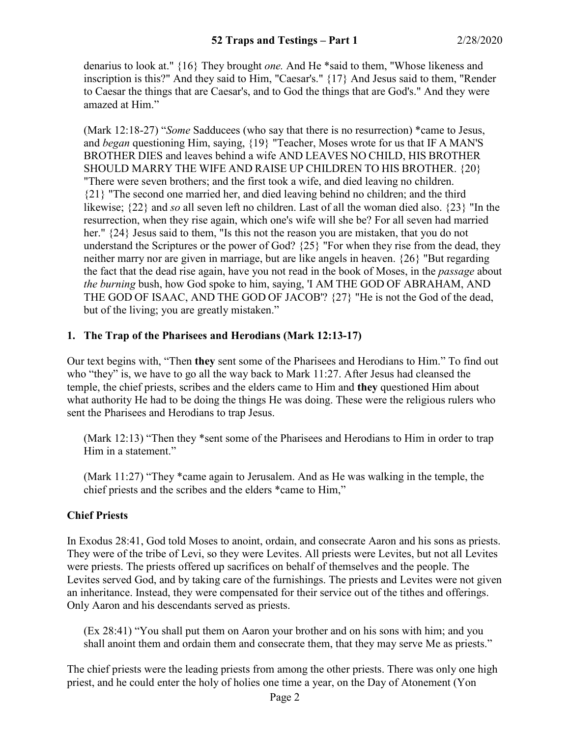denarius to look at." {16} They brought *one.* And He *said to them, "Whose likeness and inscription is this?" And they said to Him, "Caesar's." {17} And Jesus said to them, "Render to Caesar the things that are Caesar's, and to God the things that are God's." And they were amazed at Him."

(Mark 12:18-27) "*Some* Sadducees (who say that there is no resurrection) *came to Jesus, and *began* questioning Him, saying, {19} "Teacher, Moses wrote for us that IF A MAN'S BROTHER DIES and leaves behind a wife AND LEAVES NO CHILD, HIS BROTHER SHOULD MARRY THE WIFE AND RAISE UP CHILDREN TO HIS BROTHER. {20} "There were seven brothers; and the first took a wife, and died leaving no children. {21} "The second one married her, and died leaving behind no children; and the third likewise; {22} and *so* all seven left no children. Last of all the woman died also. {23} "In the resurrection, when they rise again, which one's wife will she be? For all seven had married her." {24} Jesus said to them, "Is this not the reason you are mistaken, that you do not understand the Scriptures or the power of God? {25} "For when they rise from the dead, they neither marry nor are given in marriage, but are like angels in heaven. {26} "But regarding the fact that the dead rise again, have you not read in the book of Moses, in the *passage* about *the burning* bush, how God spoke to him, saying, 'I AM THE GOD OF ABRAHAM, AND THE GOD OF ISAAC, AND THE GOD OF JACOB'? {27} "He is not the God of the dead, but of the living; you are greatly mistaken."

### 1. The Trap of the Pharisees and Herodians (Mark 12:13-17)

Our text begins with, "Then **they** sent some of the Pharisees and Herodians to Him." To find out who "they" is, we have to go all the way back to Mark 11:27. After Jesus had cleansed the temple, the chief priests, scribes and the elders came to Him and **they** questioned Him about what authority He had to be doing the things He was doing. These were the religious rulers who sent the Pharisees and Herodians to trap Jesus.

(Mark 12:13) "Then they *sent some of the Pharisees and Herodians to Him in order to trap Him in a statement."

(Mark 11:27) "They *came again to Jerusalem. And as He was walking in the temple, the chief priests and the scribes and the elders *came to Him,"

### Chief Priests

In Exodus 28:41, God told Moses to anoint, ordain, and consecrate Aaron and his sons as priests. They were of the tribe of Levi, so they were Levites. All priests were Levites, but not all Levites were priests. The priests offered up sacrifices on behalf of themselves and the people. The Levites served God, and by taking care of the furnishings. The priests and Levites were not given an inheritance. Instead, they were compensated for their service out of the tithes and offerings. Only Aaron and his descendants served as priests.

(Ex 28:41) "You shall put them on Aaron your brother and on his sons with him; and you shall anoint them and ordain them and consecrate them, that they may serve Me as priests."

The chief priests were the leading priests from among the other priests. There was only one high priest, and he could enter the holy of holies one time a year, on the Day of Atonement (Yon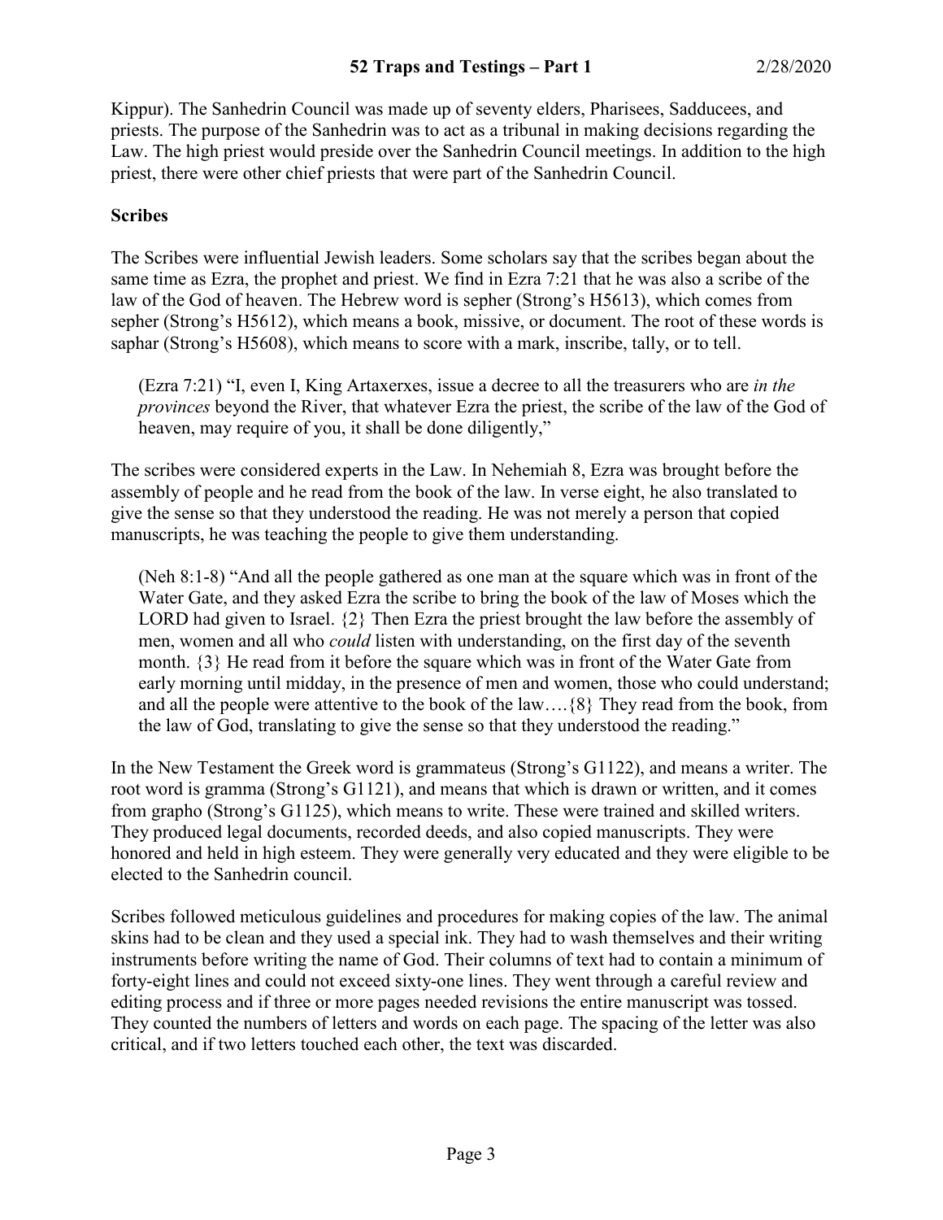Kippur). The Sanhedrin Council was made up of seventy elders, Pharisees, Sadducees, and priests. The purpose of the Sanhedrin was to act as a tribunal in making decisions regarding the Law. The high priest would preside over the Sanhedrin Council meetings. In addition to the high priest, there were other chief priests that were part of the Sanhedrin Council.

**Scribes**

The Scribes were influential Jewish leaders. Some scholars say that the scribes began about the same time as Ezra, the prophet and priest. We find in Ezra 7:21 that he was also a scribe of the law of the God of heaven. The Hebrew word is sepher (Strong's H5613), which comes from sepher (Strong's H5612), which means a book, missive, or document. The root of these words is saphar (Strong's H5608), which means to score with a mark, inscribe, tally, or to tell.

> (Ezra 7:21) "I, even I, King Artaxerxes, issue a decree to all the treasurers who are *in the provinces* beyond the River, that whatever Ezra the priest, the scribe of the law of the God of heaven, may require of you, it shall be done diligently,"

The scribes were considered experts in the Law. In Nehemiah 8, Ezra was brought before the assembly of people and he read from the book of the law. In verse eight, he also translated to give the sense so that they understood the reading. He was not merely a person that copied manuscripts, he was teaching the people to give them understanding.

> (Neh 8:1-8) "And all the people gathered as one man at the square which was in front of the Water Gate, and they asked Ezra the scribe to bring the book of the law of Moses which the LORD had given to Israel. {2} Then Ezra the priest brought the law before the assembly of men, women and all who *could* listen with understanding, on the first day of the seventh month. {3} He read from it before the square which was in front of the Water Gate from early morning until midday, in the presence of men and women, those who could understand; and all the people were attentive to the book of the law….{8} They read from the book, from the law of God, translating to give the sense so that they understood the reading."

In the New Testament the Greek word is grammateus (Strong's G1122), and means a writer. The root word is gramma (Strong's G1121), and means that which is drawn or written, and it comes from grapho (Strong's G1125), which means to write. These were trained and skilled writers. They produced legal documents, recorded deeds, and also copied manuscripts. They were honored and held in high esteem. They were generally very educated and they were eligible to be elected to the Sanhedrin council.

Scribes followed meticulous guidelines and procedures for making copies of the law. The animal skins had to be clean and they used a special ink. They had to wash themselves and their writing instruments before writing the name of God. Their columns of text had to contain a minimum of forty-eight lines and could not exceed sixty-one lines. They went through a careful review and editing process and if three or more pages needed revisions the entire manuscript was tossed. They counted the numbers of letters and words on each page. The spacing of the letter was also critical, and if two letters touched each other, the text was discarded.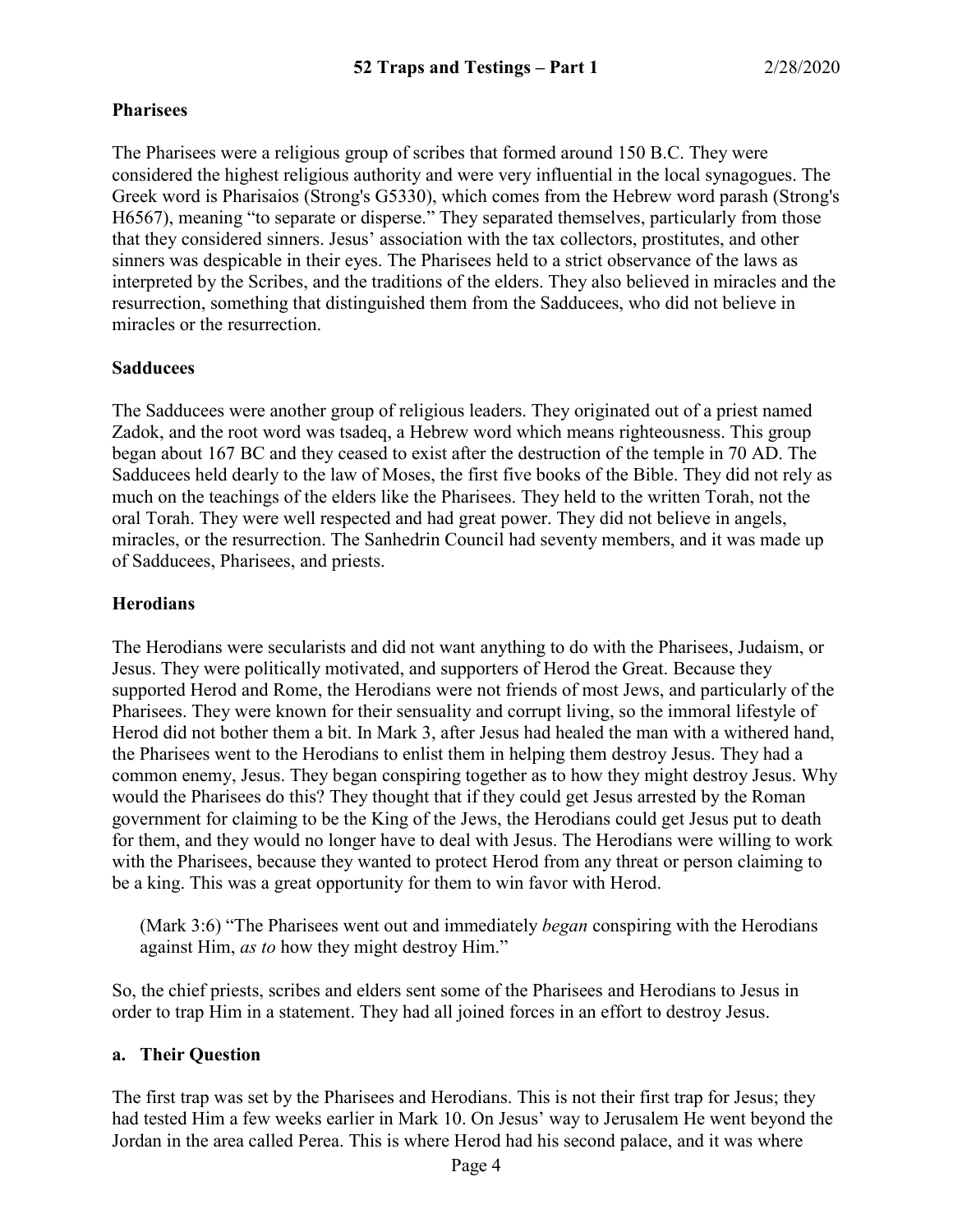### Pharisees

The Pharisees were a religious group of scribes that formed around 150 B.C. They were considered the highest religious authority and were very influential in the local synagogues. The Greek word is Pharisaios (Strong's G5330), which comes from the Hebrew word parash (Strong's H6567), meaning "to separate or disperse." They separated themselves, particularly from those that they considered sinners. Jesus' association with the tax collectors, prostitutes, and other sinners was despicable in their eyes. The Pharisees held to a strict observance of the laws as interpreted by the Scribes, and the traditions of the elders. They also believed in miracles and the resurrection, something that distinguished them from the Sadducees, who did not believe in miracles or the resurrection.

### Sadducees

The Sadducees were another group of religious leaders. They originated out of a priest named Zadok, and the root word was tsadeq, a Hebrew word which means righteousness. This group began about 167 BC and they ceased to exist after the destruction of the temple in 70 AD. The Sadducees held dearly to the law of Moses, the first five books of the Bible. They did not rely as much on the teachings of the elders like the Pharisees. They held to the written Torah, not the oral Torah. They were well respected and had great power. They did not believe in angels, miracles, or the resurrection. The Sanhedrin Council had seventy members, and it was made up of Sadducees, Pharisees, and priests.

### Herodians

The Herodians were secularists and did not want anything to do with the Pharisees, Judaism, or Jesus. They were politically motivated, and supporters of Herod the Great. Because they supported Herod and Rome, the Herodians were not friends of most Jews, and particularly of the Pharisees. They were known for their sensuality and corrupt living, so the immoral lifestyle of Herod did not bother them a bit. In Mark 3, after Jesus had healed the man with a withered hand, the Pharisees went to the Herodians to enlist them in helping them destroy Jesus. They had a common enemy, Jesus. They began conspiring together as to how they might destroy Jesus. Why would the Pharisees do this? They thought that if they could get Jesus arrested by the Roman government for claiming to be the King of the Jews, the Herodians could get Jesus put to death for them, and they would no longer have to deal with Jesus. The Herodians were willing to work with the Pharisees, because they wanted to protect Herod from any threat or person claiming to be a king. This was a great opportunity for them to win favor with Herod.

> (Mark 3:6) "The Pharisees went out and immediately *began* conspiring with the Herodians against Him, *as to* how they might destroy Him."

So, the chief priests, scribes and elders sent some of the Pharisees and Herodians to Jesus in order to trap Him in a statement. They had all joined forces in an effort to destroy Jesus.

### a. Their Question

The first trap was set by the Pharisees and Herodians. This is not their first trap for Jesus; they had tested Him a few weeks earlier in Mark 10. On Jesus' way to Jerusalem He went beyond the Jordan in the area called Perea. This is where Herod had his second palace, and it was where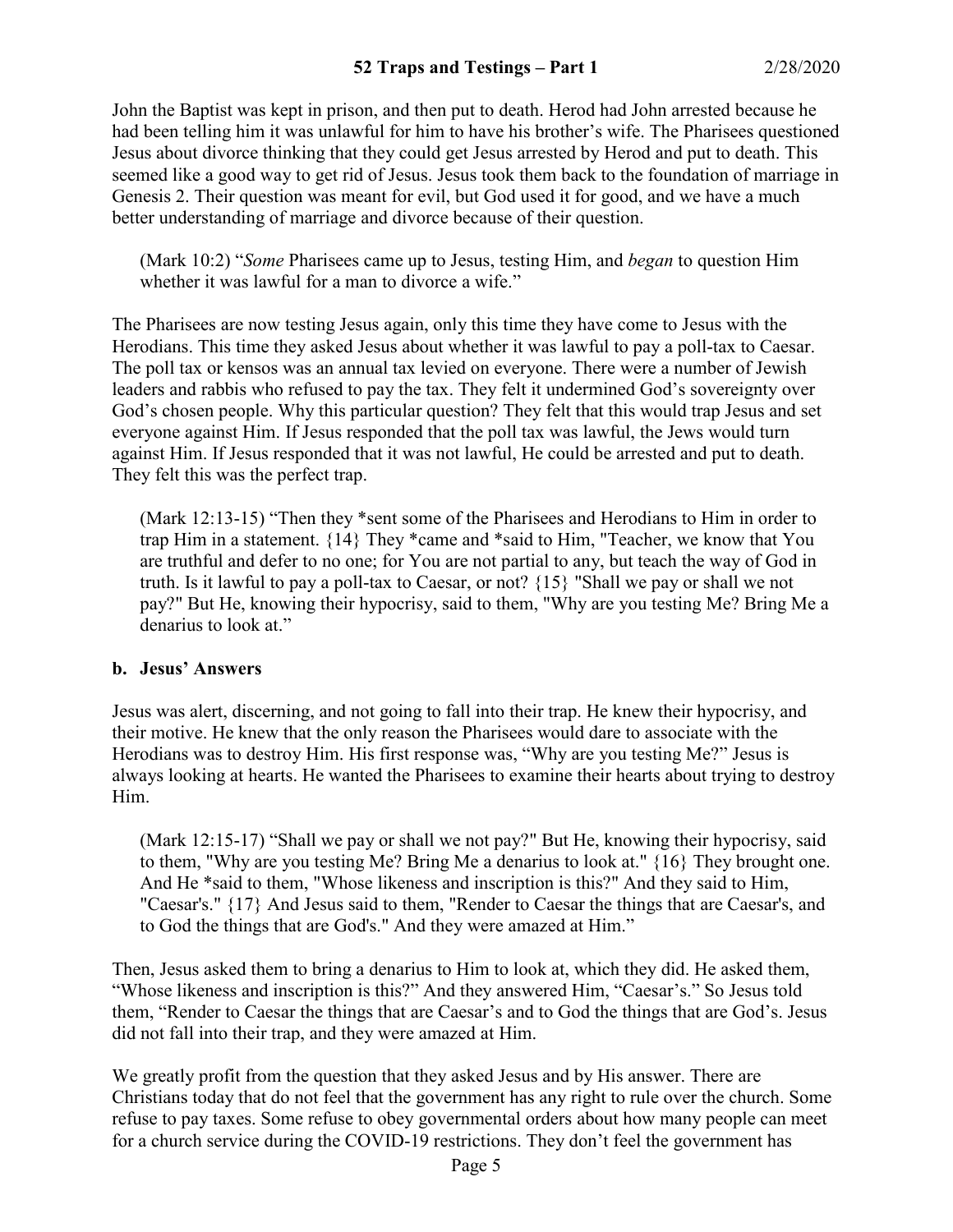John the Baptist was kept in prison, and then put to death. Herod had John arrested because he had been telling him it was unlawful for him to have his brother's wife. The Pharisees questioned Jesus about divorce thinking that they could get Jesus arrested by Herod and put to death. This seemed like a good way to get rid of Jesus. Jesus took them back to the foundation of marriage in Genesis 2. Their question was meant for evil, but God used it for good, and we have a much better understanding of marriage and divorce because of their question.

> (Mark 10:2) "*Some* Pharisees came up to Jesus, testing Him, and *began* to question Him whether it was lawful for a man to divorce a wife."

The Pharisees are now testing Jesus again, only this time they have come to Jesus with the Herodians. This time they asked Jesus about whether it was lawful to pay a poll-tax to Caesar. The poll tax or kensos was an annual tax levied on everyone. There were a number of Jewish leaders and rabbis who refused to pay the tax. They felt it undermined God's sovereignty over God's chosen people. Why this particular question? They felt that this would trap Jesus and set everyone against Him. If Jesus responded that the poll tax was lawful, the Jews would turn against Him. If Jesus responded that it was not lawful, He could be arrested and put to death. They felt this was the perfect trap.

> (Mark 12:13-15) "Then they *sent some of the Pharisees and Herodians to Him in order to trap Him in a statement. {14} They *came and *said to Him, "Teacher, we know that You are truthful and defer to no one; for You are not partial to any, but teach the way of God in truth. Is it lawful to pay a poll-tax to Caesar, or not? {15} "Shall we pay or shall we not pay?" But He, knowing their hypocrisy, said to them, "Why are you testing Me? Bring Me a denarius to look at."

**b. Jesus' Answers**

Jesus was alert, discerning, and not going to fall into their trap. He knew their hypocrisy, and their motive. He knew that the only reason the Pharisees would dare to associate with the Herodians was to destroy Him. His first response was, "Why are you testing Me?" Jesus is always looking at hearts. He wanted the Pharisees to examine their hearts about trying to destroy Him.

> (Mark 12:15-17) "Shall we pay or shall we not pay?" But He, knowing their hypocrisy, said to them, "Why are you testing Me? Bring Me a denarius to look at." {16} They brought one. And He *said to them, "Whose likeness and inscription is this?" And they said to Him, "Caesar's." {17} And Jesus said to them, "Render to Caesar the things that are Caesar's, and to God the things that are God's." And they were amazed at Him."

Then, Jesus asked them to bring a denarius to Him to look at, which they did. He asked them, "Whose likeness and inscription is this?" And they answered Him, "Caesar's." So Jesus told them, "Render to Caesar the things that are Caesar's and to God the things that are God's. Jesus did not fall into their trap, and they were amazed at Him.

We greatly profit from the question that they asked Jesus and by His answer. There are Christians today that do not feel that the government has any right to rule over the church. Some refuse to pay taxes. Some refuse to obey governmental orders about how many people can meet for a church service during the COVID-19 restrictions. They don't feel the government has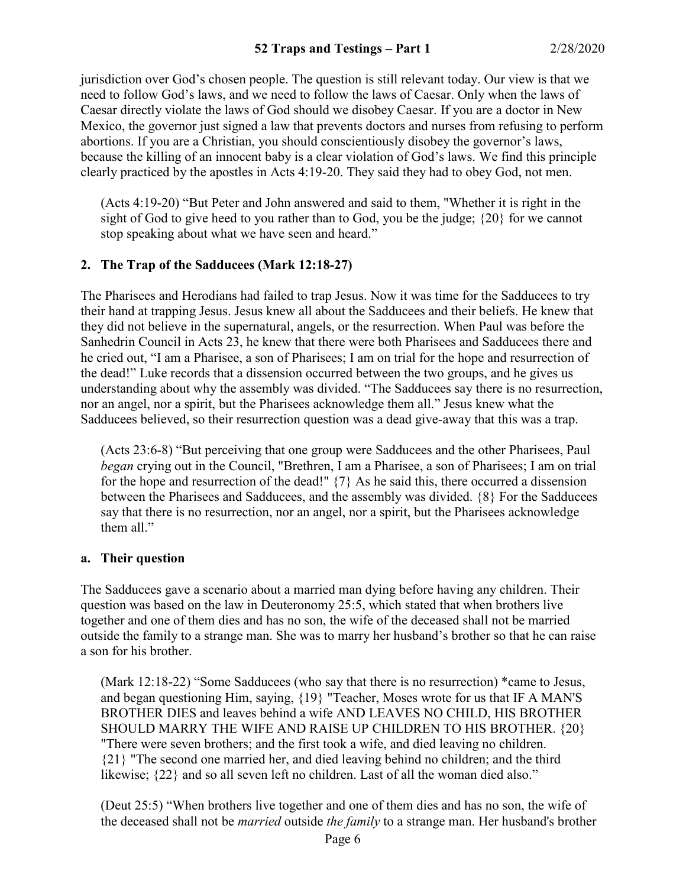jurisdiction over God's chosen people. The question is still relevant today. Our view is that we need to follow God's laws, and we need to follow the laws of Caesar. Only when the laws of Caesar directly violate the laws of God should we disobey Caesar. If you are a doctor in New Mexico, the governor just signed a law that prevents doctors and nurses from refusing to perform abortions. If you are a Christian, you should conscientiously disobey the governor's laws, because the killing of an innocent baby is a clear violation of God's laws. We find this principle clearly practiced by the apostles in Acts 4:19-20. They said they had to obey God, not men.

> (Acts 4:19-20) "But Peter and John answered and said to them, "Whether it is right in the sight of God to give heed to you rather than to God, you be the judge; {20} for we cannot stop speaking about what we have seen and heard."

## 2. The Trap of the Sadducees (Mark 12:18-27)

The Pharisees and Herodians had failed to trap Jesus. Now it was time for the Sadducees to try their hand at trapping Jesus. Jesus knew all about the Sadducees and their beliefs. He knew that they did not believe in the supernatural, angels, or the resurrection. When Paul was before the Sanhedrin Council in Acts 23, he knew that there were both Pharisees and Sadducees there and he cried out, "I am a Pharisee, a son of Pharisees; I am on trial for the hope and resurrection of the dead!" Luke records that a dissension occurred between the two groups, and he gives us understanding about why the assembly was divided. "The Sadducees say there is no resurrection, nor an angel, nor a spirit, but the Pharisees acknowledge them all." Jesus knew what the Sadducees believed, so their resurrection question was a dead give-away that this was a trap.

> (Acts 23:6-8) "But perceiving that one group were Sadducees and the other Pharisees, Paul *began* crying out in the Council, "Brethren, I am a Pharisee, a son of Pharisees; I am on trial for the hope and resurrection of the dead!" {7} As he said this, there occurred a dissension between the Pharisees and Sadducees, and the assembly was divided. {8} For the Sadducees say that there is no resurrection, nor an angel, nor a spirit, but the Pharisees acknowledge them all."

### a. Their question

The Sadducees gave a scenario about a married man dying before having any children. Their question was based on the law in Deuteronomy 25:5, which stated that when brothers live together and one of them dies and has no son, the wife of the deceased shall not be married outside the family to a strange man. She was to marry her husband's brother so that he can raise a son for his brother.

> (Mark 12:18-22) "Some Sadducees (who say that there is no resurrection) *came to Jesus, and began questioning Him, saying, {19} "Teacher, Moses wrote for us that IF A MAN'S BROTHER DIES and leaves behind a wife AND LEAVES NO CHILD, HIS BROTHER SHOULD MARRY THE WIFE AND RAISE UP CHILDREN TO HIS BROTHER. {20} "There were seven brothers; and the first took a wife, and died leaving no children. {21} "The second one married her, and died leaving behind no children; and the third likewise; {22} and so all seven left no children. Last of all the woman died also."

> (Deut 25:5) "When brothers live together and one of them dies and has no son, the wife of the deceased shall not be *married* outside *the family* to a strange man. Her husband's brother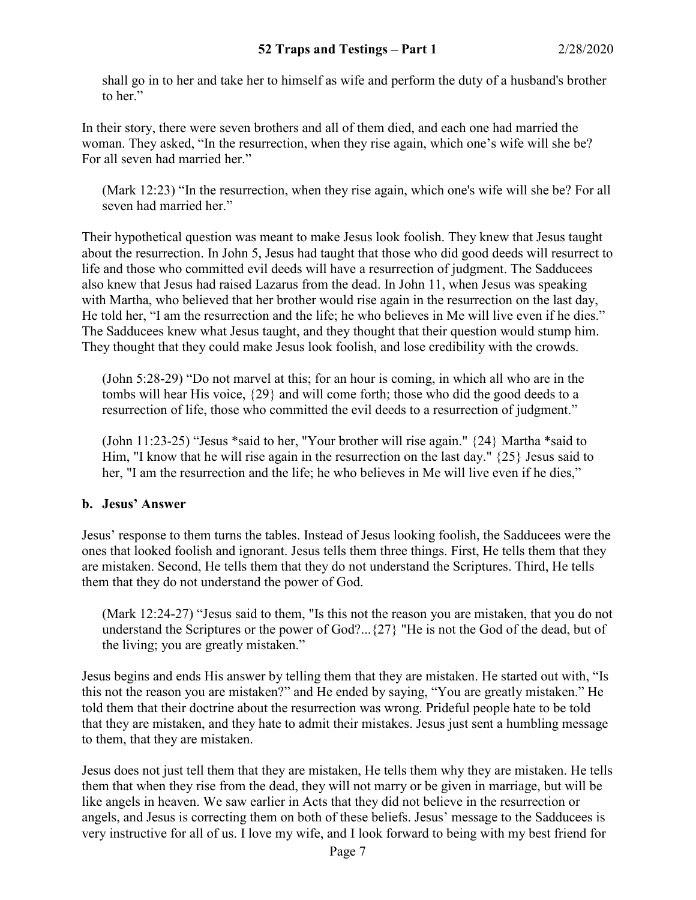shall go in to her and take her to himself as wife and perform the duty of a husband's brother to her."

In their story, there were seven brothers and all of them died, and each one had married the woman. They asked, "In the resurrection, when they rise again, which one's wife will she be? For all seven had married her."

> (Mark 12:23) "In the resurrection, when they rise again, which one's wife will she be? For all seven had married her."

Their hypothetical question was meant to make Jesus look foolish. They knew that Jesus taught about the resurrection. In John 5, Jesus had taught that those who did good deeds will resurrect to life and those who committed evil deeds will have a resurrection of judgment. The Sadducees also knew that Jesus had raised Lazarus from the dead. In John 11, when Jesus was speaking with Martha, who believed that her brother would rise again in the resurrection on the last day, He told her, "I am the resurrection and the life; he who believes in Me will live even if he dies." The Sadducees knew what Jesus taught, and they thought that their question would stump him. They thought that they could make Jesus look foolish, and lose credibility with the crowds.

> (John 5:28-29) "Do not marvel at this; for an hour is coming, in which all who are in the tombs will hear His voice, {29} and will come forth; those who did the good deeds to a resurrection of life, those who committed the evil deeds to a resurrection of judgment."

> (John 11:23-25) "Jesus *said to her, "Your brother will rise again." {24} Martha *said to Him, "I know that he will rise again in the resurrection on the last day." {25} Jesus said to her, "I am the resurrection and the life; he who believes in Me will live even if he dies,"

**b. Jesus' Answer**

Jesus' response to them turns the tables. Instead of Jesus looking foolish, the Sadducees were the ones that looked foolish and ignorant. Jesus tells them three things. First, He tells them that they are mistaken. Second, He tells them that they do not understand the Scriptures. Third, He tells them that they do not understand the power of God.

> (Mark 12:24-27) "Jesus said to them, "Is this not the reason you are mistaken, that you do not understand the Scriptures or the power of God?...{27} "He is not the God of the dead, but of the living; you are greatly mistaken."

Jesus begins and ends His answer by telling them that they are mistaken. He started out with, "Is this not the reason you are mistaken?" and He ended by saying, "You are greatly mistaken." He told them that their doctrine about the resurrection was wrong. Prideful people hate to be told that they are mistaken, and they hate to admit their mistakes. Jesus just sent a humbling message to them, that they are mistaken.

Jesus does not just tell them that they are mistaken, He tells them why they are mistaken. He tells them that when they rise from the dead, they will not marry or be given in marriage, but will be like angels in heaven. We saw earlier in Acts that they did not believe in the resurrection or angels, and Jesus is correcting them on both of these beliefs. Jesus' message to the Sadducees is very instructive for all of us. I love my wife, and I look forward to being with my best friend for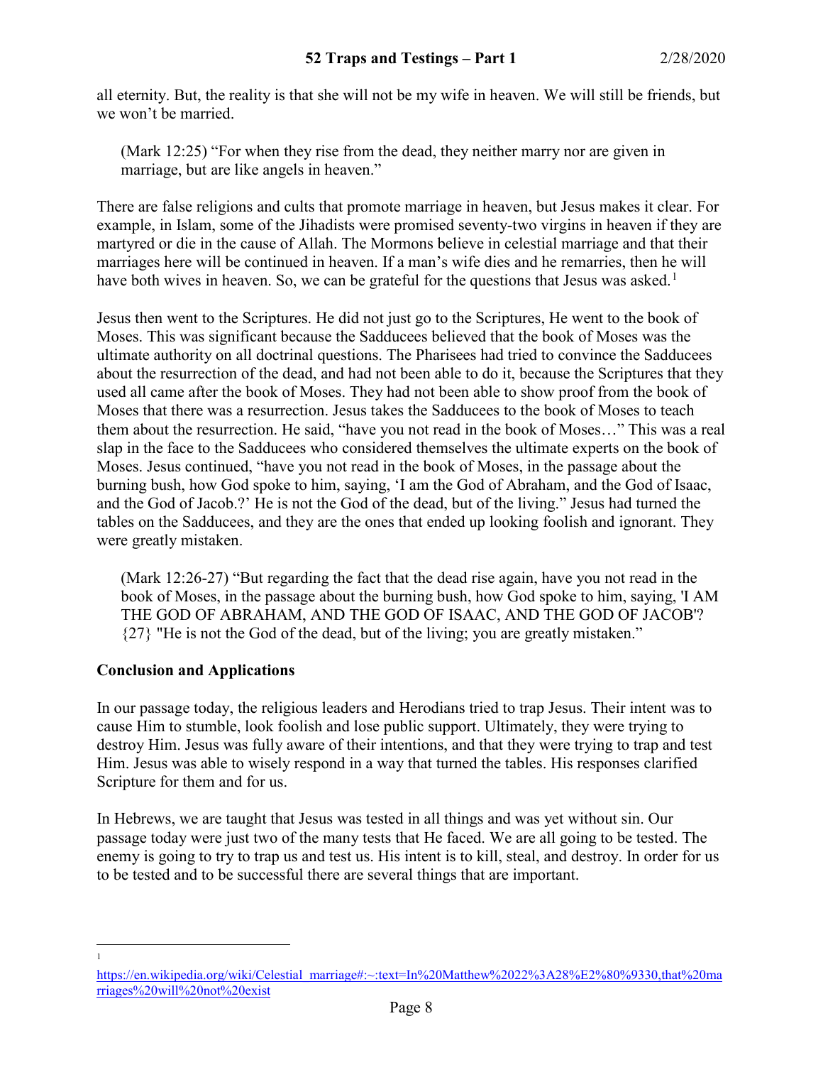all eternity. But, the reality is that she will not be my wife in heaven. We will still be friends, but we won't be married.

> (Mark 12:25) "For when they rise from the dead, they neither marry nor are given in marriage, but are like angels in heaven."

There are false religions and cults that promote marriage in heaven, but Jesus makes it clear. For example, in Islam, some of the Jihadists were promised seventy-two virgins in heaven if they are martyred or die in the cause of Allah. The Mormons believe in celestial marriage and that their marriages here will be continued in heaven. If a man's wife dies and he remarries, then he will have both wives in heaven. So, we can be grateful for the questions that Jesus was asked.[1]

Jesus then went to the Scriptures. He did not just go to the Scriptures, He went to the book of Moses. This was significant because the Sadducees believed that the book of Moses was the ultimate authority on all doctrinal questions. The Pharisees had tried to convince the Sadducees about the resurrection of the dead, and had not been able to do it, because the Scriptures that they used all came after the book of Moses. They had not been able to show proof from the book of Moses that there was a resurrection. Jesus takes the Sadducees to the book of Moses to teach them about the resurrection. He said, "have you not read in the book of Moses…" This was a real slap in the face to the Sadducees who considered themselves the ultimate experts on the book of Moses. Jesus continued, "have you not read in the book of Moses, in the passage about the burning bush, how God spoke to him, saying, 'I am the God of Abraham, and the God of Isaac, and the God of Jacob.?' He is not the God of the dead, but of the living." Jesus had turned the tables on the Sadducees, and they are the ones that ended up looking foolish and ignorant. They were greatly mistaken.

> (Mark 12:26-27) "But regarding the fact that the dead rise again, have you not read in the book of Moses, in the passage about the burning bush, how God spoke to him, saying, 'I AM THE GOD OF ABRAHAM, AND THE GOD OF ISAAC, AND THE GOD OF JACOB'? {27} "He is not the God of the dead, but of the living; you are greatly mistaken."

**Conclusion and Applications**

In our passage today, the religious leaders and Herodians tried to trap Jesus. Their intent was to cause Him to stumble, look foolish and lose public support. Ultimately, they were trying to destroy Him. Jesus was fully aware of their intentions, and that they were trying to trap and test Him. Jesus was able to wisely respond in a way that turned the tables. His responses clarified Scripture for them and for us.

In Hebrews, we are taught that Jesus was tested in all things and was yet without sin. Our passage today were just two of the many tests that He faced. We are all going to be tested. The enemy is going to try to trap us and test us. His intent is to kill, steal, and destroy. In order for us to be tested and to be successful there are several things that are important.

---

[1] https://en.wikipedia.org/wiki/Celestial_marriage#:~:text=In%20Matthew%2022%3A28%E2%80%9330,that%20marriages%20will%20not%20exist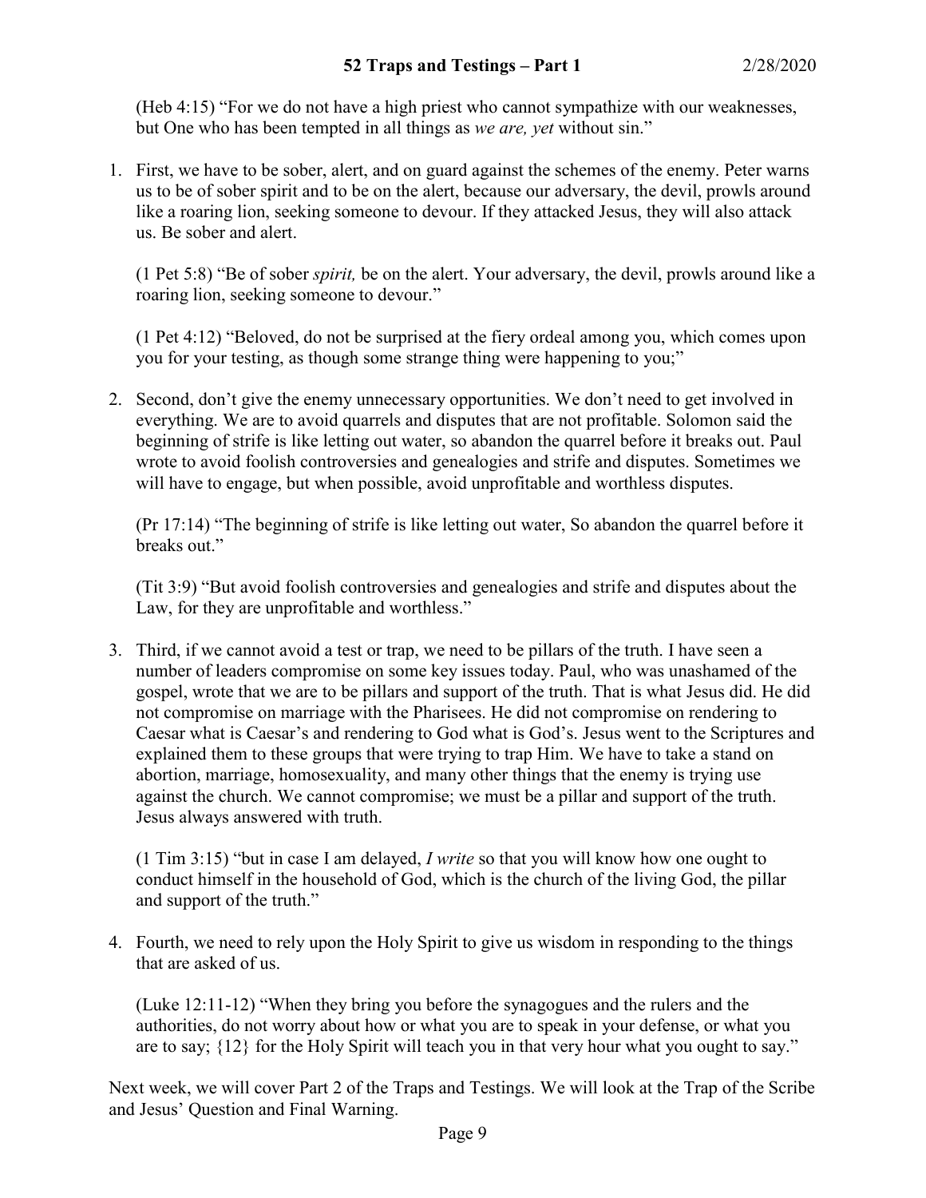(Heb 4:15) "For we do not have a high priest who cannot sympathize with our weaknesses, but One who has been tempted in all things as *we are, yet* without sin."

1. First, we have to be sober, alert, and on guard against the schemes of the enemy. Peter warns us to be of sober spirit and to be on the alert, because our adversary, the devil, prowls around like a roaring lion, seeking someone to devour. If they attacked Jesus, they will also attack us. Be sober and alert.

   (1 Pet 5:8) "Be of sober *spirit,* be on the alert. Your adversary, the devil, prowls around like a roaring lion, seeking someone to devour."

   (1 Pet 4:12) "Beloved, do not be surprised at the fiery ordeal among you, which comes upon you for your testing, as though some strange thing were happening to you;"

2. Second, don't give the enemy unnecessary opportunities. We don't need to get involved in everything. We are to avoid quarrels and disputes that are not profitable. Solomon said the beginning of strife is like letting out water, so abandon the quarrel before it breaks out. Paul wrote to avoid foolish controversies and genealogies and strife and disputes. Sometimes we will have to engage, but when possible, avoid unprofitable and worthless disputes.

   (Pr 17:14) "The beginning of strife is like letting out water, So abandon the quarrel before it breaks out."

   (Tit 3:9) "But avoid foolish controversies and genealogies and strife and disputes about the Law, for they are unprofitable and worthless."

3. Third, if we cannot avoid a test or trap, we need to be pillars of the truth. I have seen a number of leaders compromise on some key issues today. Paul, who was unashamed of the gospel, wrote that we are to be pillars and support of the truth. That is what Jesus did. He did not compromise on marriage with the Pharisees. He did not compromise on rendering to Caesar what is Caesar's and rendering to God what is God's. Jesus went to the Scriptures and explained them to these groups that were trying to trap Him. We have to take a stand on abortion, marriage, homosexuality, and many other things that the enemy is trying use against the church. We cannot compromise; we must be a pillar and support of the truth. Jesus always answered with truth.

   (1 Tim 3:15) "but in case I am delayed, *I write* so that you will know how one ought to conduct himself in the household of God, which is the church of the living God, the pillar and support of the truth."

4. Fourth, we need to rely upon the Holy Spirit to give us wisdom in responding to the things that are asked of us.

   (Luke 12:11-12) "When they bring you before the synagogues and the rulers and the authorities, do not worry about how or what you are to speak in your defense, or what you are to say; {12} for the Holy Spirit will teach you in that very hour what you ought to say."

Next week, we will cover Part 2 of the Traps and Testings. We will look at the Trap of the Scribe and Jesus' Question and Final Warning.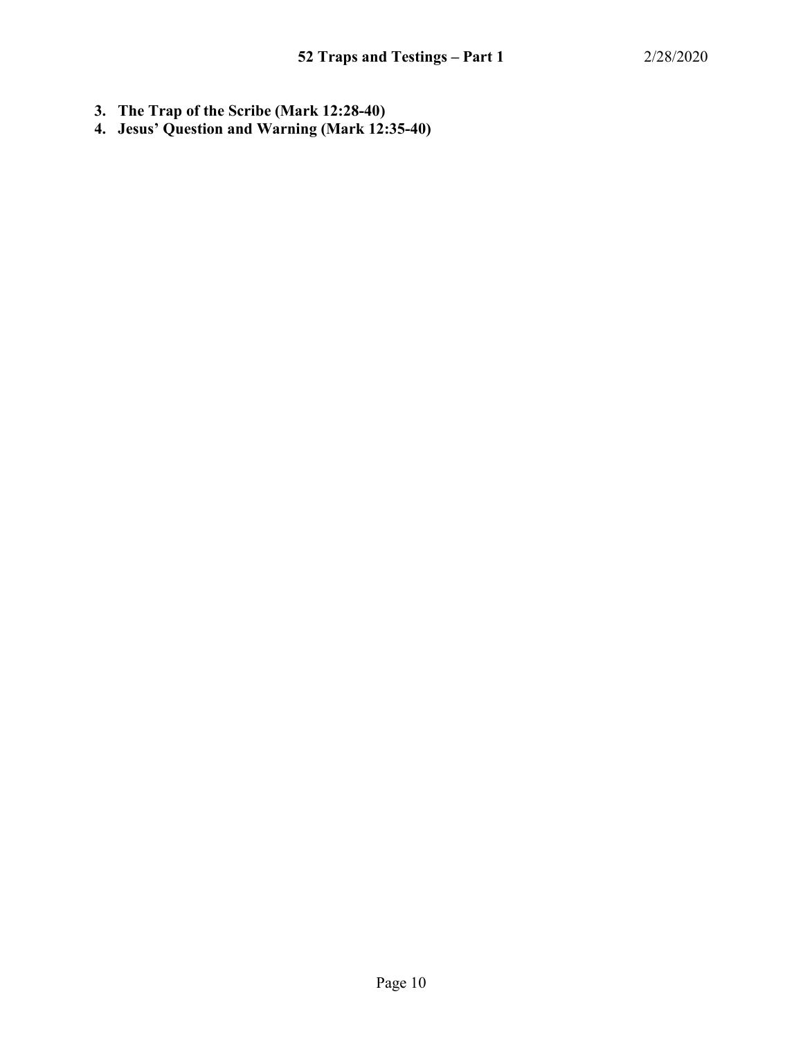3. **The Trap of the Scribe (Mark 12:28-40)**
4. **Jesus' Question and Warning (Mark 12:35-40)**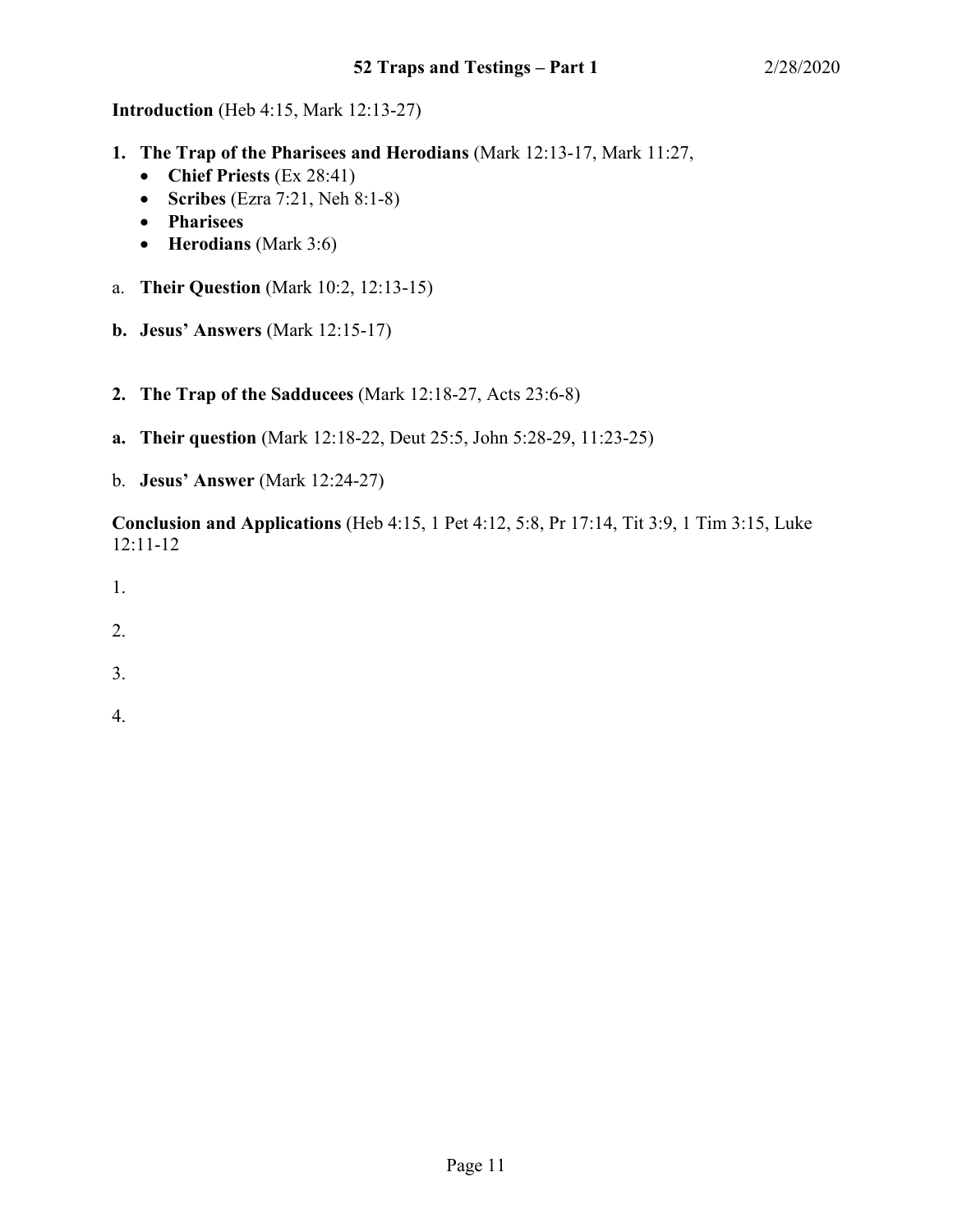# 52 Traps and Testings – Part 1

2/28/2020

**Introduction** (Heb 4:15, Mark 12:13-27)

1. **The Trap of the Pharisees and Herodians** (Mark 12:13-17, Mark 11:27,
    - **Chief Priests** (Ex 28:41)
    - **Scribes** (Ezra 7:21, Neh 8:1-8)
    - **Pharisees**
    - **Herodians** (Mark 3:6)

a. **Their Question** (Mark 10:2, 12:13-15)

**b. Jesus' Answers** (Mark 12:15-17)

2. **The Trap of the Sadducees** (Mark 12:18-27, Acts 23:6-8)

**a. Their question** (Mark 12:18-22, Deut 25:5, John 5:28-29, 11:23-25)

b. **Jesus' Answer** (Mark 12:24-27)

**Conclusion and Applications** (Heb 4:15, 1 Pet 4:12, 5:8, Pr 17:14, Tit 3:9, 1 Tim 3:15, Luke 12:11-12

1.

2.

3.

4.